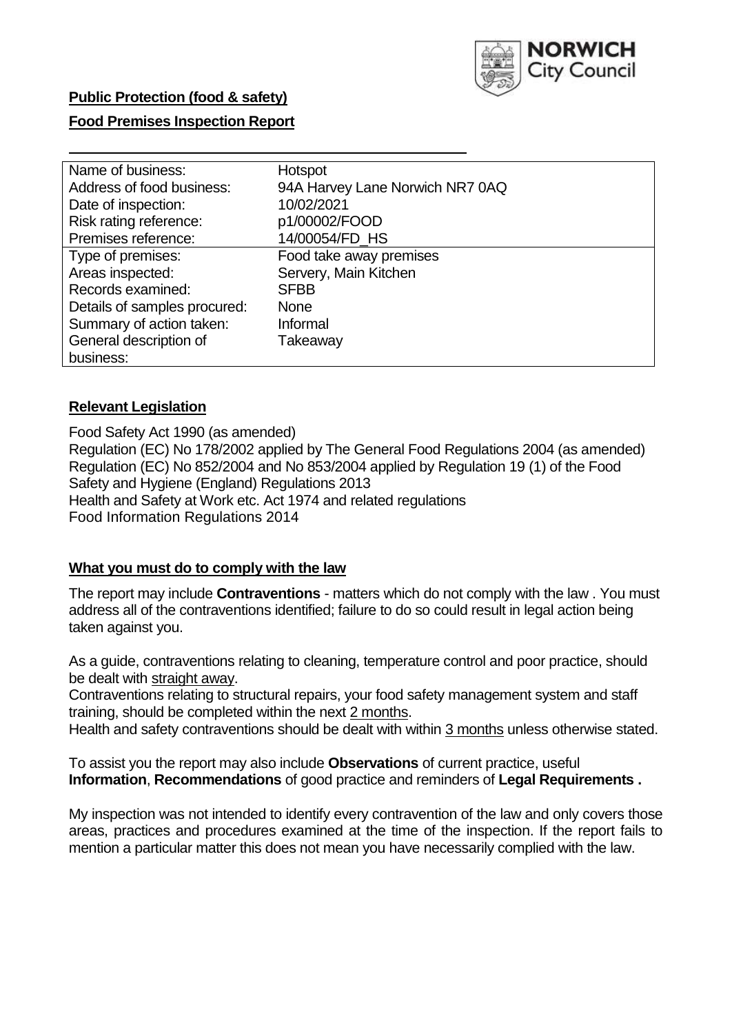**Public Protection (food & safety)**

**Food Premises Inspection Report**

| Name of business: | Hotspot |
|---|---|
| Address of food business: | 94A Harvey Lane Norwich NR7 0AQ |
| Date of inspection: | 10/02/2021 |
| Risk rating reference: | p1/00002/FOOD |
| Premises reference: | 14/00054/FD_HS |
| Type of premises: | Food take away premises |
| Areas inspected: | Servery, Main Kitchen |
| Records examined: | SFBB |
| Details of samples procured: | None |
| Summary of action taken: | Informal |
| General description of business: | Takeaway |

## Relevant Legislation

Food Safety Act 1990 (as amended)
Regulation (EC) No 178/2002 applied by The General Food Regulations 2004 (as amended)
Regulation (EC) No 852/2004 and No 853/2004 applied by Regulation 19 (1) of the Food Safety and Hygiene (England) Regulations 2013
Health and Safety at Work etc. Act 1974 and related regulations
Food Information Regulations 2014

## What you must do to comply with the law

The report may include **Contraventions** - matters which do not comply with the law . You must address all of the contraventions identified; failure to do so could result in legal action being taken against you.

As a guide, contraventions relating to cleaning, temperature control and poor practice, should be dealt with straight away.
Contraventions relating to structural repairs, your food safety management system and staff training, should be completed within the next 2 months.
Health and safety contraventions should be dealt with within 3 months unless otherwise stated.

To assist you the report may also include **Observations** of current practice, useful **Information**, **Recommendations** of good practice and reminders of **Legal Requirements .**

My inspection was not intended to identify every contravention of the law and only covers those areas, practices and procedures examined at the time of the inspection. If the report fails to mention a particular matter this does not mean you have necessarily complied with the law.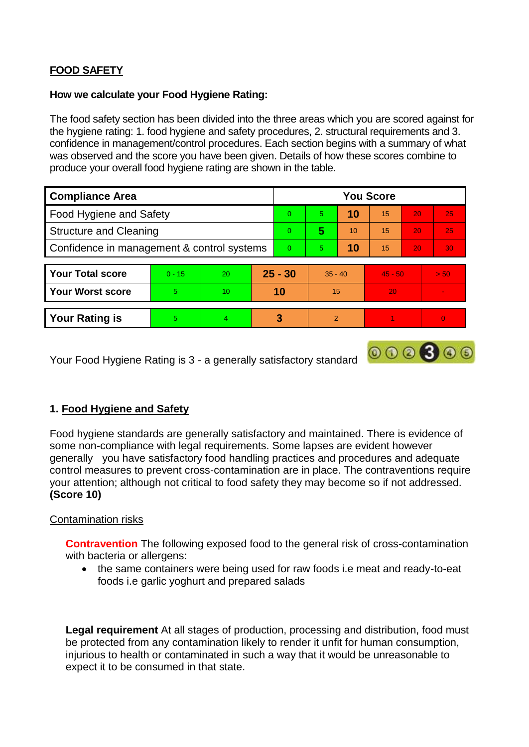**FOOD SAFETY**

**How we calculate your Food Hygiene Rating:**

The food safety section has been divided into the three areas which you are scored against for the hygiene rating: 1. food hygiene and safety procedures, 2. structural requirements and 3. confidence in management/control procedures. Each section begins with a summary of what was observed and the score you have been given. Details of how these scores combine to produce your overall food hygiene rating are shown in the table.

| Compliance Area | You Score | | | | | |
|---|---|---|---|---|---|---|
| Food Hygiene and Safety | 0 | 5 | **10** | 15 | 20 | 25 |
| Structure and Cleaning | 0 | **5** | 10 | 15 | 20 | 25 |
| Confidence in management & control systems | 0 | 5 | **10** | 15 | 20 | 30 |

| | | | | | | |
|---|---|---|---|---|---|---|
| **Your Total score** | 0 - 15 | 20 | **25 - 30** | 35 - 40 | 45 - 50 | > 50 |
| **Your Worst score** | 5 | 10 | **10** | 15 | 20 | - |

| | | | | | | |
|---|---|---|---|---|---|---|
| **Your Rating is** | 5 | 4 | **3** | 2 | 1 | 0 |

Your Food Hygiene Rating is 3 - a generally satisfactory standard

## 1. Food Hygiene and Safety

Food hygiene standards are generally satisfactory and maintained. There is evidence of some non-compliance with legal requirements. Some lapses are evident however generally you have satisfactory food handling practices and procedures and adequate control measures to prevent cross-contamination are in place. The contraventions require your attention; although not critical to food safety they may become so if not addressed. **(Score 10)**

Contamination risks

**Contravention** The following exposed food to the general risk of cross-contamination with bacteria or allergens:

- the same containers were being used for raw foods i.e meat and ready-to-eat foods i.e garlic yoghurt and prepared salads

**Legal requirement** At all stages of production, processing and distribution, food must be protected from any contamination likely to render it unfit for human consumption, injurious to health or contaminated in such a way that it would be unreasonable to expect it to be consumed in that state.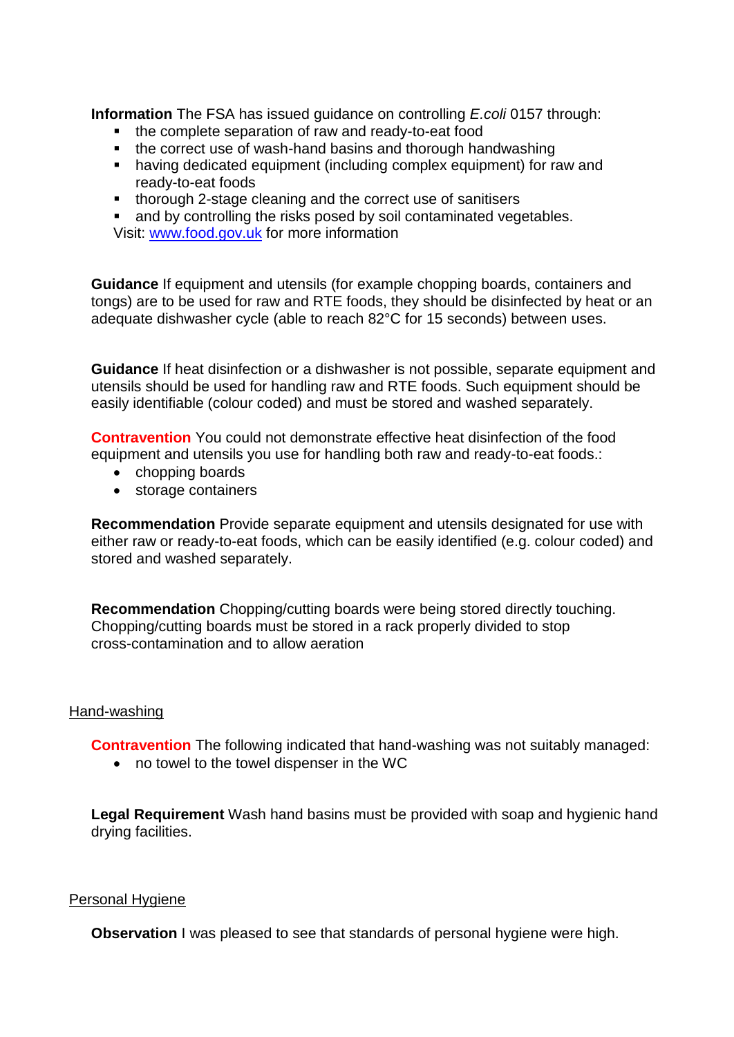**Information** The FSA has issued guidance on controlling *E.coli* 0157 through:

- the complete separation of raw and ready-to-eat food
- the correct use of wash-hand basins and thorough handwashing
- having dedicated equipment (including complex equipment) for raw and ready-to-eat foods
- thorough 2-stage cleaning and the correct use of sanitisers
- and by controlling the risks posed by soil contaminated vegetables.

Visit: www.food.gov.uk for more information

**Guidance** If equipment and utensils (for example chopping boards, containers and tongs) are to be used for raw and RTE foods, they should be disinfected by heat or an adequate dishwasher cycle (able to reach 82°C for 15 seconds) between uses.

**Guidance** If heat disinfection or a dishwasher is not possible, separate equipment and utensils should be used for handling raw and RTE foods. Such equipment should be easily identifiable (colour coded) and must be stored and washed separately.

**Contravention** You could not demonstrate effective heat disinfection of the food equipment and utensils you use for handling both raw and ready-to-eat foods.:

- chopping boards
- storage containers

**Recommendation** Provide separate equipment and utensils designated for use with either raw or ready-to-eat foods, which can be easily identified (e.g. colour coded) and stored and washed separately.

**Recommendation** Chopping/cutting boards were being stored directly touching. Chopping/cutting boards must be stored in a rack properly divided to stop cross-contamination and to allow aeration

Hand-washing

**Contravention** The following indicated that hand-washing was not suitably managed:

- no towel to the towel dispenser in the WC

**Legal Requirement** Wash hand basins must be provided with soap and hygienic hand drying facilities.

Personal Hygiene

**Observation** I was pleased to see that standards of personal hygiene were high.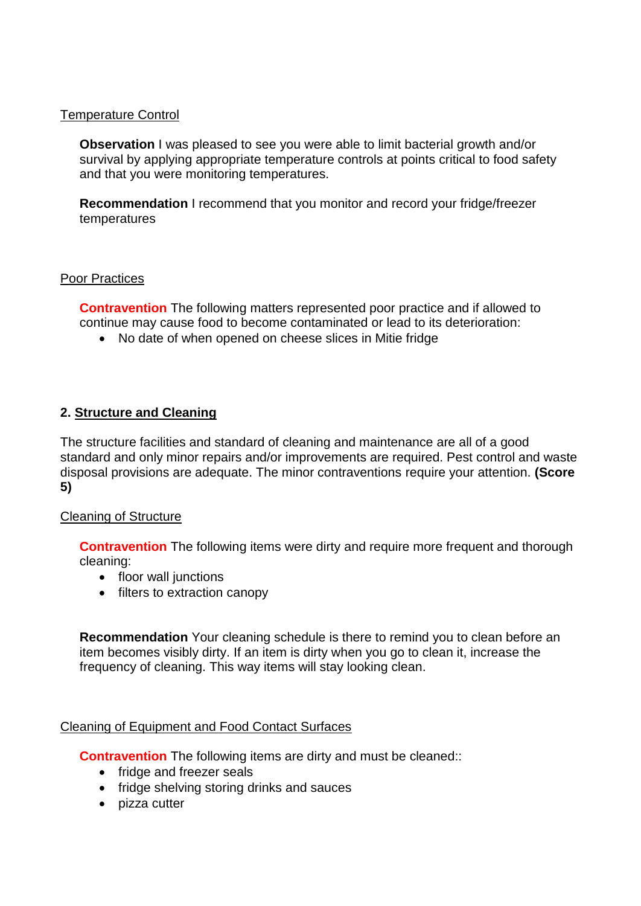Temperature Control

**Observation** I was pleased to see you were able to limit bacterial growth and/or survival by applying appropriate temperature controls at points critical to food safety and that you were monitoring temperatures.

**Recommendation** I recommend that you monitor and record your fridge/freezer temperatures

Poor Practices

**Contravention** The following matters represented poor practice and if allowed to continue may cause food to become contaminated or lead to its deterioration:

- No date of when opened on cheese slices in Mitie fridge

## 2. Structure and Cleaning

The structure facilities and standard of cleaning and maintenance are all of a good standard and only minor repairs and/or improvements are required. Pest control and waste disposal provisions are adequate. The minor contraventions require your attention. **(Score 5)**

Cleaning of Structure

**Contravention** The following items were dirty and require more frequent and thorough cleaning:

- floor wall junctions
- filters to extraction canopy

**Recommendation** Your cleaning schedule is there to remind you to clean before an item becomes visibly dirty. If an item is dirty when you go to clean it, increase the frequency of cleaning. This way items will stay looking clean.

Cleaning of Equipment and Food Contact Surfaces

**Contravention** The following items are dirty and must be cleaned::

- fridge and freezer seals
- fridge shelving storing drinks and sauces
- pizza cutter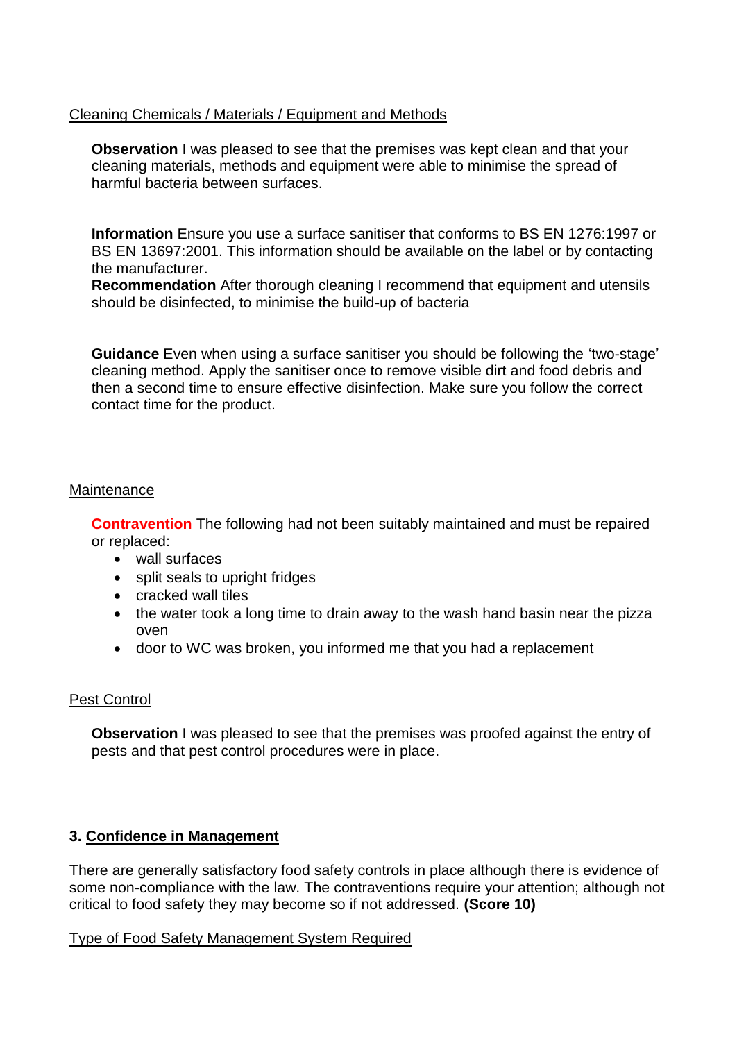Cleaning Chemicals / Materials / Equipment and Methods

**Observation** I was pleased to see that the premises was kept clean and that your cleaning materials, methods and equipment were able to minimise the spread of harmful bacteria between surfaces.

**Information** Ensure you use a surface sanitiser that conforms to BS EN 1276:1997 or BS EN 13697:2001. This information should be available on the label or by contacting the manufacturer.
**Recommendation** After thorough cleaning I recommend that equipment and utensils should be disinfected, to minimise the build-up of bacteria

**Guidance** Even when using a surface sanitiser you should be following the 'two-stage' cleaning method. Apply the sanitiser once to remove visible dirt and food debris and then a second time to ensure effective disinfection. Make sure you follow the correct contact time for the product.

Maintenance

**Contravention** The following had not been suitably maintained and must be repaired or replaced:

- wall surfaces
- split seals to upright fridges
- cracked wall tiles
- the water took a long time to drain away to the wash hand basin near the pizza oven
- door to WC was broken, you informed me that you had a replacement

Pest Control

**Observation** I was pleased to see that the premises was proofed against the entry of pests and that pest control procedures were in place.

## 3. Confidence in Management

There are generally satisfactory food safety controls in place although there is evidence of some non-compliance with the law. The contraventions require your attention; although not critical to food safety they may become so if not addressed. **(Score 10)**

Type of Food Safety Management System Required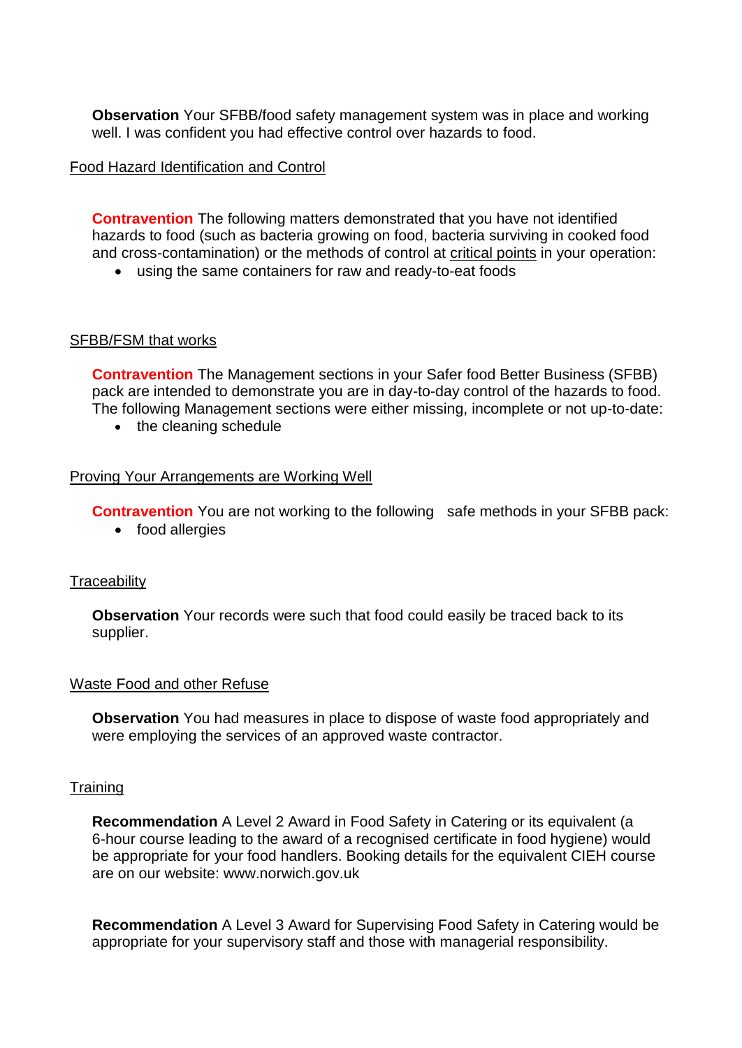**Observation** Your SFBB/food safety management system was in place and working well. I was confident you had effective control over hazards to food.

Food Hazard Identification and Control

**Contravention** The following matters demonstrated that you have not identified hazards to food (such as bacteria growing on food, bacteria surviving in cooked food and cross-contamination) or the methods of control at critical points in your operation:

- using the same containers for raw and ready-to-eat foods

SFBB/FSM that works

**Contravention** The Management sections in your Safer food Better Business (SFBB) pack are intended to demonstrate you are in day-to-day control of the hazards to food. The following Management sections were either missing, incomplete or not up-to-date:

- the cleaning schedule

Proving Your Arrangements are Working Well

**Contravention** You are not working to the following safe methods in your SFBB pack:

- food allergies

Traceability

**Observation** Your records were such that food could easily be traced back to its supplier.

Waste Food and other Refuse

**Observation** You had measures in place to dispose of waste food appropriately and were employing the services of an approved waste contractor.

Training

**Recommendation** A Level 2 Award in Food Safety in Catering or its equivalent (a 6-hour course leading to the award of a recognised certificate in food hygiene) would be appropriate for your food handlers. Booking details for the equivalent CIEH course are on our website: www.norwich.gov.uk

**Recommendation** A Level 3 Award for Supervising Food Safety in Catering would be appropriate for your supervisory staff and those with managerial responsibility.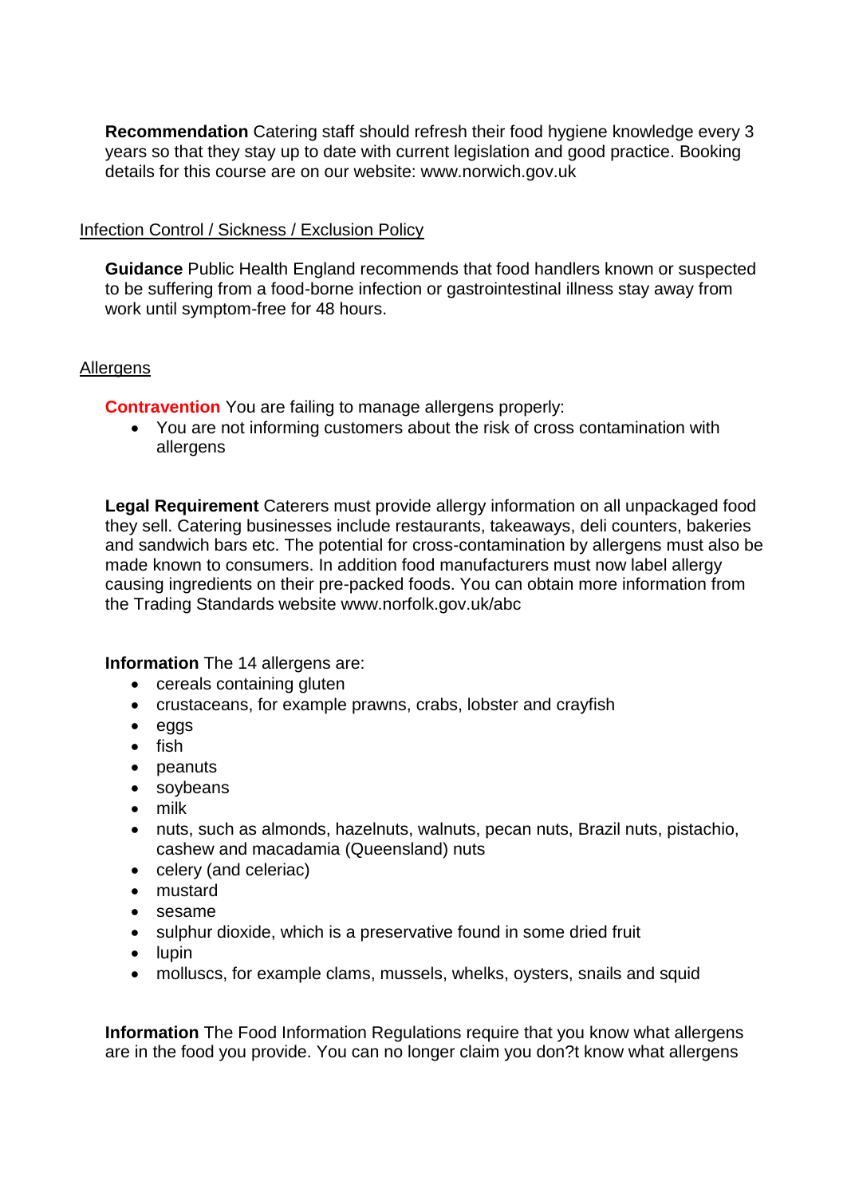**Recommendation** Catering staff should refresh their food hygiene knowledge every 3 years so that they stay up to date with current legislation and good practice. Booking details for this course are on our website: www.norwich.gov.uk

Infection Control / Sickness / Exclusion Policy

**Guidance** Public Health England recommends that food handlers known or suspected to be suffering from a food-borne infection or gastrointestinal illness stay away from work until symptom-free for 48 hours.

Allergens

**Contravention** You are failing to manage allergens properly:

- You are not informing customers about the risk of cross contamination with allergens

**Legal Requirement** Caterers must provide allergy information on all unpackaged food they sell. Catering businesses include restaurants, takeaways, deli counters, bakeries and sandwich bars etc. The potential for cross-contamination by allergens must also be made known to consumers. In addition food manufacturers must now label allergy causing ingredients on their pre-packed foods. You can obtain more information from the Trading Standards website www.norfolk.gov.uk/abc

**Information** The 14 allergens are:

- cereals containing gluten
- crustaceans, for example prawns, crabs, lobster and crayfish
- eggs
- fish
- peanuts
- soybeans
- milk
- nuts, such as almonds, hazelnuts, walnuts, pecan nuts, Brazil nuts, pistachio, cashew and macadamia (Queensland) nuts
- celery (and celeriac)
- mustard
- sesame
- sulphur dioxide, which is a preservative found in some dried fruit
- lupin
- molluscs, for example clams, mussels, whelks, oysters, snails and squid

**Information** The Food Information Regulations require that you know what allergens are in the food you provide. You can no longer claim you don?t know what allergens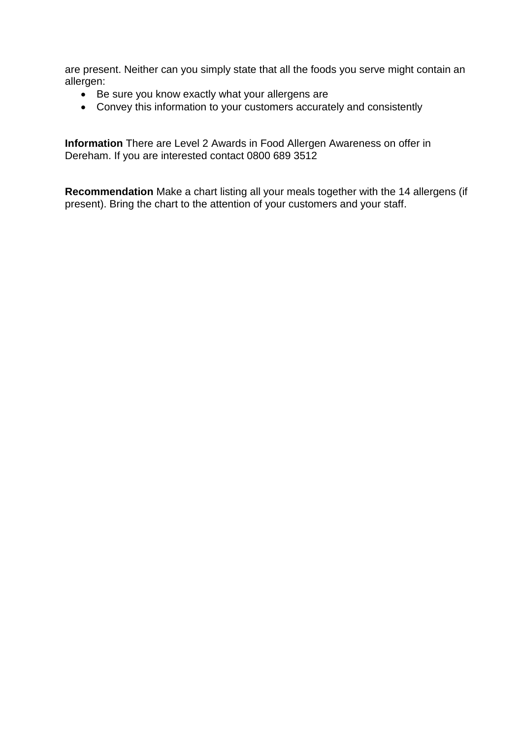are present. Neither can you simply state that all the foods you serve might contain an allergen:

- Be sure you know exactly what your allergens are
- Convey this information to your customers accurately and consistently

**Information** There are Level 2 Awards in Food Allergen Awareness on offer in Dereham. If you are interested contact 0800 689 3512

**Recommendation** Make a chart listing all your meals together with the 14 allergens (if present). Bring the chart to the attention of your customers and your staff.